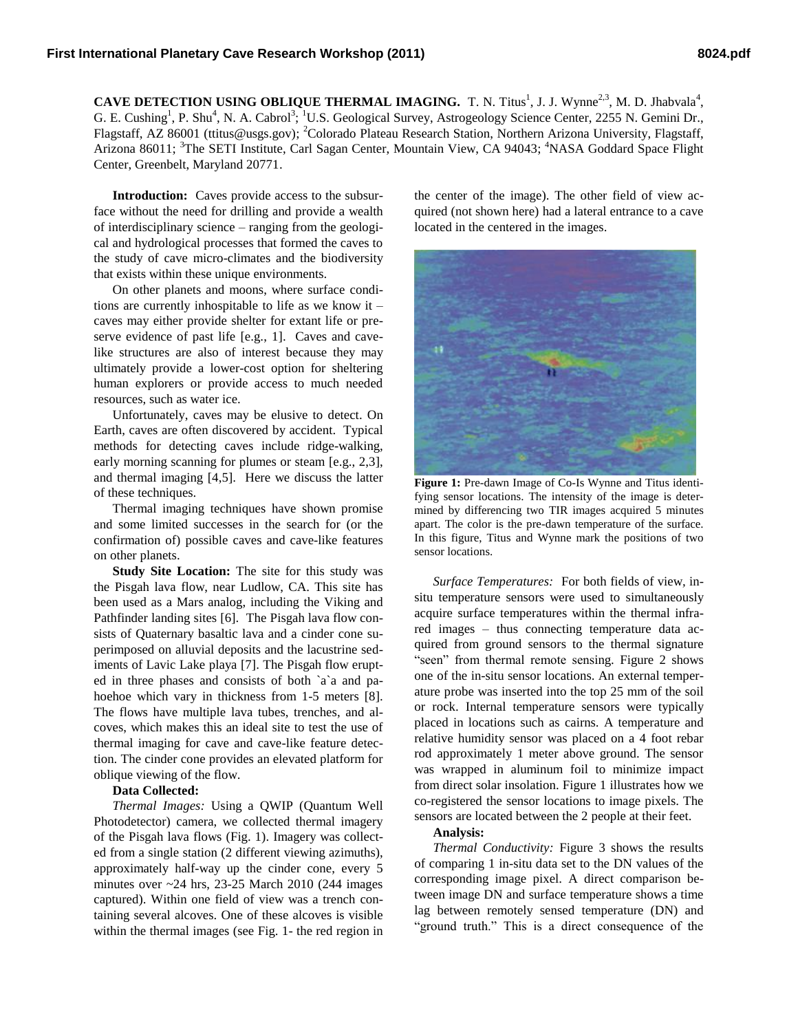**CAVE DETECTION USING OBLIQUE THERMAL IMAGING.** T. N. Titus[1], J. J. Wynne[2,3], M. D. Jhabvala[4], G. E. Cushing[1], P. Shu[4], N. A. Cabrol[3]; [1]U.S. Geological Survey, Astrogeology Science Center, 2255 N. Gemini Dr., Flagstaff, AZ 86001 (ttitus@usgs.gov); [2]Colorado Plateau Research Station, Northern Arizona University, Flagstaff, Arizona 86011; [3]The SETI Institute, Carl Sagan Center, Mountain View, CA 94043; [4]NASA Goddard Space Flight Center, Greenbelt, Maryland 20771.

**Introduction:** Caves provide access to the subsurface without the need for drilling and provide a wealth of interdisciplinary science – ranging from the geological and hydrological processes that formed the caves to the study of cave micro-climates and the biodiversity that exists within these unique environments.

On other planets and moons, where surface conditions are currently inhospitable to life as we know it – caves may either provide shelter for extant life or preserve evidence of past life [e.g., 1]. Caves and cave-like structures are also of interest because they may ultimately provide a lower-cost option for sheltering human explorers or provide access to much needed resources, such as water ice.

Unfortunately, caves may be elusive to detect. On Earth, caves are often discovered by accident. Typical methods for detecting caves include ridge-walking, early morning scanning for plumes or steam [e.g., 2,3], and thermal imaging [4,5]. Here we discuss the latter of these techniques.

Thermal imaging techniques have shown promise and some limited successes in the search for (or the confirmation of) possible caves and cave-like features on other planets.

**Study Site Location:** The site for this study was the Pisgah lava flow, near Ludlow, CA. This site has been used as a Mars analog, including the Viking and Pathfinder landing sites [6]. The Pisgah lava flow consists of Quaternary basaltic lava and a cinder cone superimposed on alluvial deposits and the lacustrine sediments of Lavic Lake playa [7]. The Pisgah flow erupted in three phases and consists of both `a`a and pahoehoe which vary in thickness from 1-5 meters [8]. The flows have multiple lava tubes, trenches, and alcoves, which makes this an ideal site to test the use of thermal imaging for cave and cave-like feature detection. The cinder cone provides an elevated platform for oblique viewing of the flow.

**Data Collected:**

*Thermal Images:* Using a QWIP (Quantum Well Photodetector) camera, we collected thermal imagery of the Pisgah lava flows (Fig. 1). Imagery was collected from a single station (2 different viewing azimuths), approximately half-way up the cinder cone, every 5 minutes over ~24 hrs, 23-25 March 2010 (244 images captured). Within one field of view was a trench containing several alcoves. One of these alcoves is visible within the thermal images (see Fig. 1- the red region in the center of the image). The other field of view acquired (not shown here) had a lateral entrance to a cave located in the centered in the images.

**Figure 1:** Pre-dawn Image of Co-Is Wynne and Titus identifying sensor locations. The intensity of the image is determined by differencing two TIR images acquired 5 minutes apart. The color is the pre-dawn temperature of the surface. In this figure, Titus and Wynne mark the positions of two sensor locations.

*Surface Temperatures:* For both fields of view, in-situ temperature sensors were used to simultaneously acquire surface temperatures within the thermal infrared images – thus connecting temperature data acquired from ground sensors to the thermal signature "seen" from thermal remote sensing. Figure 2 shows one of the in-situ sensor locations. An external temperature probe was inserted into the top 25 mm of the soil or rock. Internal temperature sensors were typically placed in locations such as cairns. A temperature and relative humidity sensor was placed on a 4 foot rebar rod approximately 1 meter above ground. The sensor was wrapped in aluminum foil to minimize impact from direct solar insolation. Figure 1 illustrates how we co-registered the sensor locations to image pixels. The sensors are located between the 2 people at their feet.

**Analysis:**

*Thermal Conductivity:* Figure 3 shows the results of comparing 1 in-situ data set to the DN values of the corresponding image pixel. A direct comparison between image DN and surface temperature shows a time lag between remotely sensed temperature (DN) and "ground truth." This is a direct consequence of the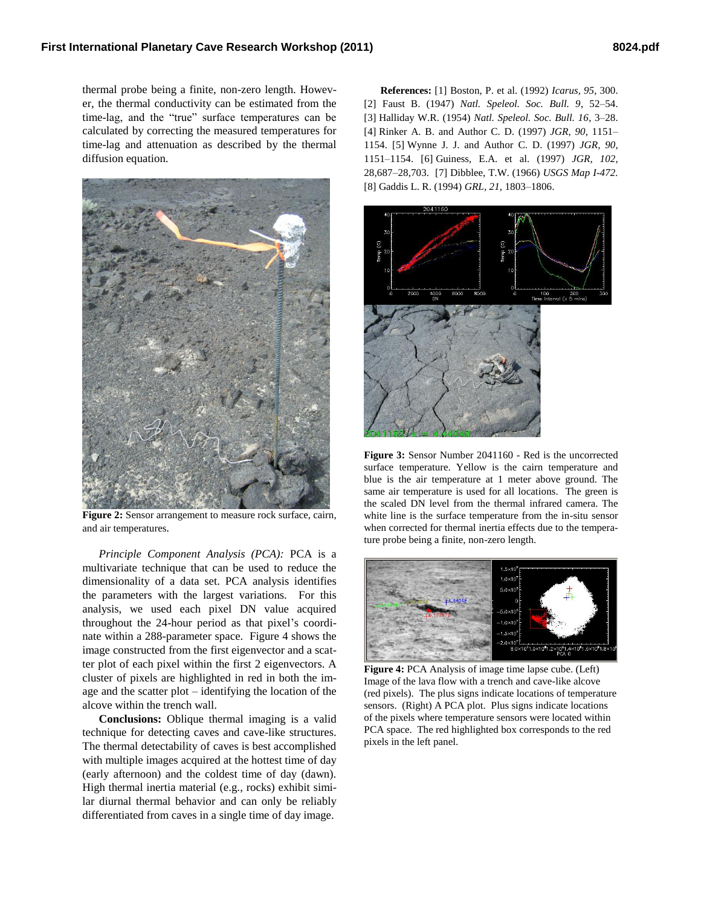thermal probe being a finite, non-zero length. However, the thermal conductivity can be estimated from the time-lag, and the "true" surface temperatures can be calculated by correcting the measured temperatures for time-lag and attenuation as described by the thermal diffusion equation.

**Figure 2:** Sensor arrangement to measure rock surface, cairn, and air temperatures.

*Principle Component Analysis (PCA):* PCA is a multivariate technique that can be used to reduce the dimensionality of a data set. PCA analysis identifies the parameters with the largest variations. For this analysis, we used each pixel DN value acquired throughout the 24-hour period as that pixel's coordinate within a 288-parameter space. Figure 4 shows the image constructed from the first eigenvector and a scatter plot of each pixel within the first 2 eigenvectors. A cluster of pixels are highlighted in red in both the image and the scatter plot – identifying the location of the alcove within the trench wall.

**Conclusions:** Oblique thermal imaging is a valid technique for detecting caves and cave-like structures. The thermal detectability of caves is best accomplished with multiple images acquired at the hottest time of day (early afternoon) and the coldest time of day (dawn). High thermal inertia material (e.g., rocks) exhibit similar diurnal thermal behavior and can only be reliably differentiated from caves in a single time of day image.

**References:** [1] Boston, P. et al. (1992) *Icarus, 95*, 300. [2] Faust B. (1947) *Natl. Speleol. Soc. Bull. 9*, 52–54. [3] Halliday W.R. (1954) *Natl. Speleol. Soc. Bull. 16*, 3–28. [4] Rinker A. B. and Author C. D. (1997) *JGR, 90,* 1151–1154. [5] Wynne J. J. and Author C. D. (1997) *JGR, 90,* 1151–1154. [6] Guiness, E.A. et al. (1997) *JGR, 102,* 28,687–28,703. [7] Dibblee, T.W. (1966) *USGS Map I-472.* [8] Gaddis L. R. (1994) *GRL, 21,* 1803–1806.

**Figure 3:** Sensor Number 2041160 - Red is the uncorrected surface temperature. Yellow is the cairn temperature and blue is the air temperature at 1 meter above ground. The same air temperature is used for all locations. The green is the scaled DN level from the thermal infrared camera. The white line is the surface temperature from the in-situ sensor when corrected for thermal inertia effects due to the temperature probe being a finite, non-zero length.

**Figure 4:** PCA Analysis of image time lapse cube. (Left) Image of the lava flow with a trench and cave-like alcove (red pixels). The plus signs indicate locations of temperature sensors. (Right) A PCA plot. Plus signs indicate locations of the pixels where temperature sensors were located within PCA space. The red highlighted box corresponds to the red pixels in the left panel.